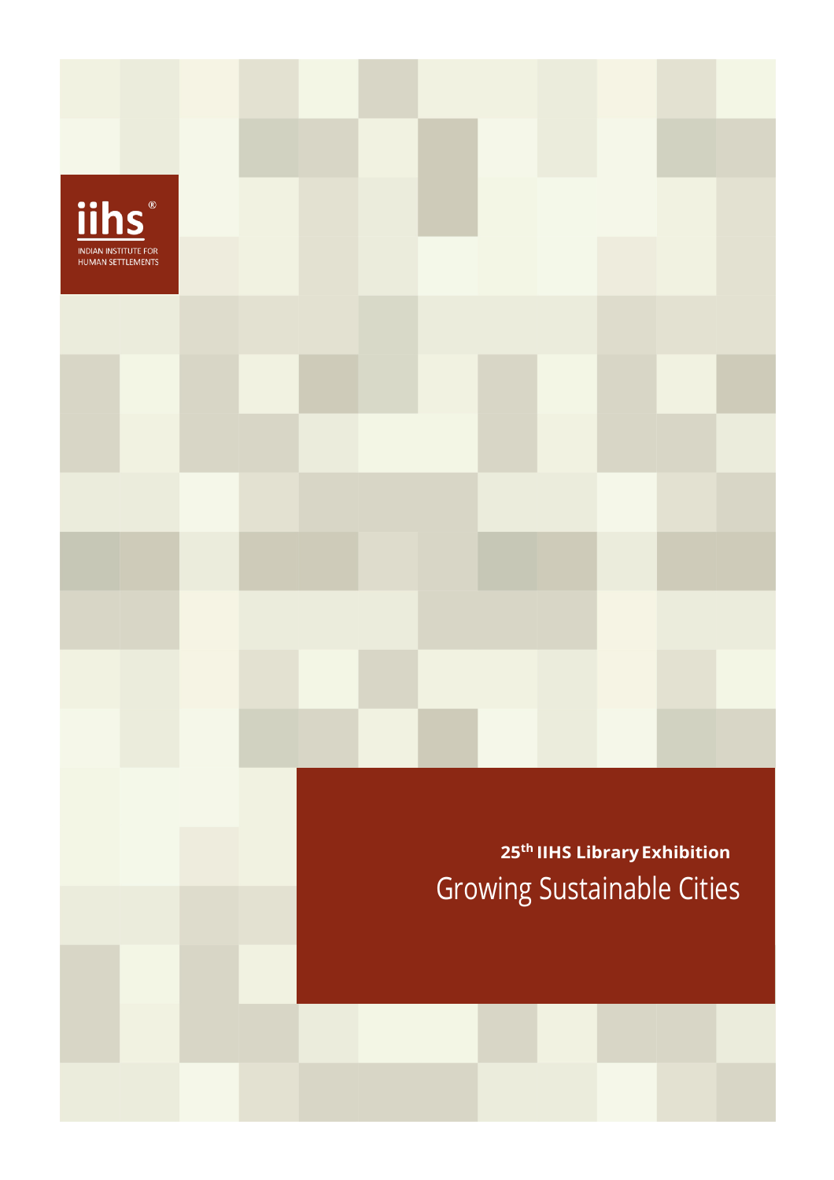iihs®

INDIAN INSTITUTE FOR HUMAN SETTLEMENTS

**25th IIHS Library Exhibition**

# Growing Sustainable Cities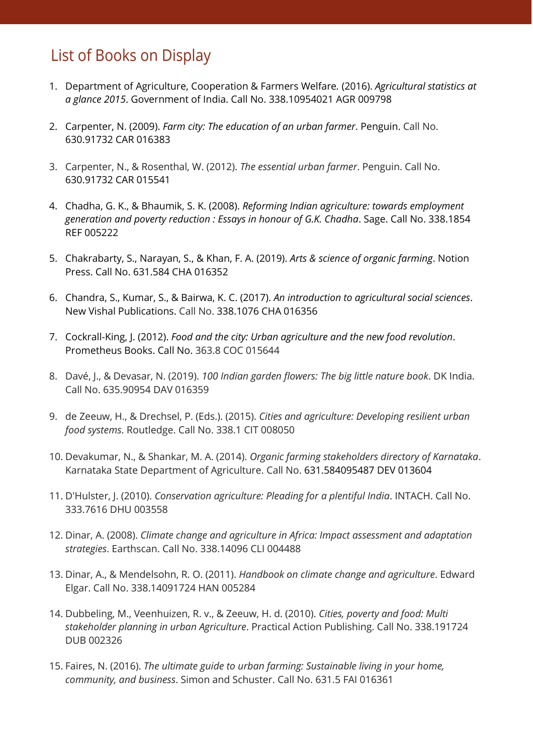## List of Books on Display

1. Department of Agriculture, Cooperation & Farmers Welfare. (2016). *Agricultural statistics at a glance 2015*. Government of India. Call No. 338.10954021 AGR 009798

2. Carpenter, N. (2009). *Farm city: The education of an urban farmer*. Penguin. Call No. 630.91732 CAR 016383

3. Carpenter, N., & Rosenthal, W. (2012). *The essential urban farmer*. Penguin. Call No. 630.91732 CAR 015541

4. Chadha, G. K., & Bhaumik, S. K. (2008). *Reforming Indian agriculture: towards employment generation and poverty reduction : Essays in honour of G.K. Chadha*. Sage. Call No. 338.1854 REF 005222

5. Chakrabarty, S., Narayan, S., & Khan, F. A. (2019). *Arts & science of organic farming*. Notion Press. Call No. 631.584 CHA 016352

6. Chandra, S., Kumar, S., & Bairwa, K. C. (2017). *An introduction to agricultural social sciences*. New Vishal Publications. Call No. 338.1076 CHA 016356

7. Cockrall-King, J. (2012). *Food and the city: Urban agriculture and the new food revolution*. Prometheus Books. Call No. 363.8 COC 015644

8. Davé, J., & Devasar, N. (2019). *100 Indian garden flowers: The big little nature book*. DK India. Call No. 635.90954 DAV 016359

9. de Zeeuw, H., & Drechsel, P. (Eds.). (2015). *Cities and agriculture: Developing resilient urban food systems*. Routledge. Call No. 338.1 CIT 008050

10. Devakumar, N., & Shankar, M. A. (2014). *Organic farming stakeholders directory of Karnataka*. Karnataka State Department of Agriculture. Call No. 631.584095487 DEV 013604

11. D'Hulster, J. (2010). *Conservation agriculture: Pleading for a plentiful India*. INTACH. Call No. 333.7616 DHU 003558

12. Dinar, A. (2008). *Climate change and agriculture in Africa: Impact assessment and adaptation strategies*. Earthscan. Call No. 338.14096 CLI 004488

13. Dinar, A., & Mendelsohn, R. O. (2011). *Handbook on climate change and agriculture*. Edward Elgar. Call No. 338.14091724 HAN 005284

14. Dubbeling, M., Veenhuizen, R. v., & Zeeuw, H. d. (2010). *Cities, poverty and food: Multi stakeholder planning in urban Agriculture*. Practical Action Publishing. Call No. 338.191724 DUB 002326

15. Faires, N. (2016). *The ultimate guide to urban farming: Sustainable living in your home, community, and business*. Simon and Schuster. Call No. 631.5 FAI 016361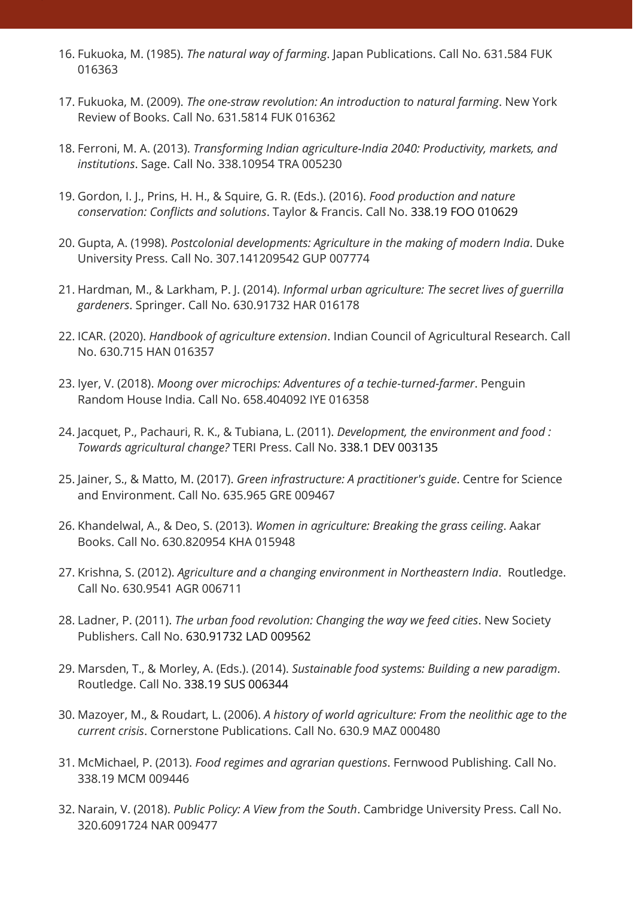16. Fukuoka, M. (1985). *The natural way of farming*. Japan Publications. Call No. 631.584 FUK 016363

17. Fukuoka, M. (2009). *The one-straw revolution: An introduction to natural farming*. New York Review of Books. Call No. 631.5814 FUK 016362

18. Ferroni, M. A. (2013). *Transforming Indian agriculture-India 2040: Productivity, markets, and institutions*. Sage. Call No. 338.10954 TRA 005230

19. Gordon, I. J., Prins, H. H., & Squire, G. R. (Eds.). (2016). *Food production and nature conservation: Conflicts and solutions*. Taylor & Francis. Call No. 338.19 FOO 010629

20. Gupta, A. (1998). *Postcolonial developments: Agriculture in the making of modern India*. Duke University Press. Call No. 307.141209542 GUP 007774

21. Hardman, M., & Larkham, P. J. (2014). *Informal urban agriculture: The secret lives of guerrilla gardeners*. Springer. Call No. 630.91732 HAR 016178

22. ICAR. (2020). *Handbook of agriculture extension*. Indian Council of Agricultural Research. Call No. 630.715 HAN 016357

23. Iyer, V. (2018). *Moong over microchips: Adventures of a techie-turned-farmer*. Penguin Random House India. Call No. 658.404092 IYE 016358

24. Jacquet, P., Pachauri, R. K., & Tubiana, L. (2011). *Development, the environment and food : Towards agricultural change?* TERI Press. Call No. 338.1 DEV 003135

25. Jainer, S., & Matto, M. (2017). *Green infrastructure: A practitioner's guide*. Centre for Science and Environment. Call No. 635.965 GRE 009467

26. Khandelwal, A., & Deo, S. (2013). *Women in agriculture: Breaking the grass ceiling*. Aakar Books. Call No. 630.820954 KHA 015948

27. Krishna, S. (2012). *Agriculture and a changing environment in Northeastern India*. Routledge. Call No. 630.9541 AGR 006711

28. Ladner, P. (2011). *The urban food revolution: Changing the way we feed cities*. New Society Publishers. Call No. 630.91732 LAD 009562

29. Marsden, T., & Morley, A. (Eds.). (2014). *Sustainable food systems: Building a new paradigm*. Routledge. Call No. 338.19 SUS 006344

30. Mazoyer, M., & Roudart, L. (2006). *A history of world agriculture: From the neolithic age to the current crisis*. Cornerstone Publications. Call No. 630.9 MAZ 000480

31. McMichael, P. (2013). *Food regimes and agrarian questions*. Fernwood Publishing. Call No. 338.19 MCM 009446

32. Narain, V. (2018). *Public Policy: A View from the South*. Cambridge University Press. Call No. 320.6091724 NAR 009477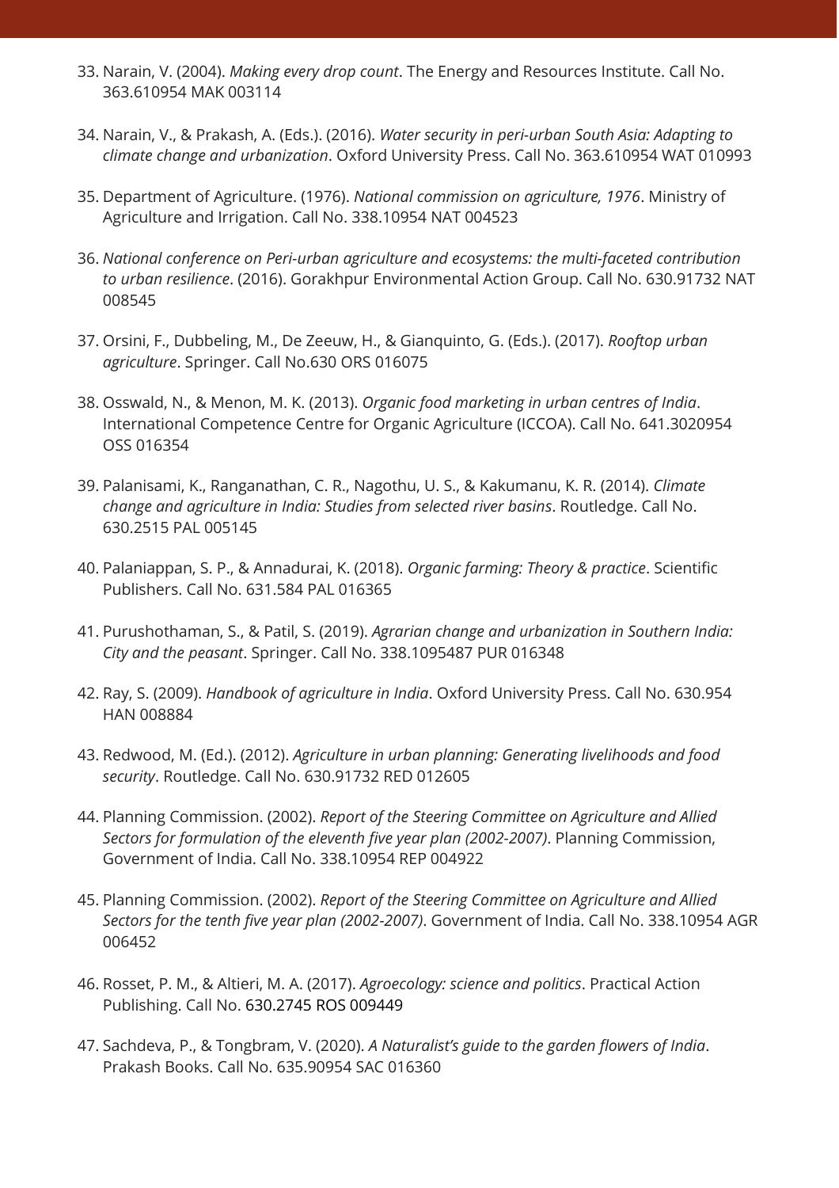33. Narain, V. (2004). *Making every drop count*. The Energy and Resources Institute. Call No. 363.610954 MAK 003114

34. Narain, V., & Prakash, A. (Eds.). (2016). *Water security in peri-urban South Asia: Adapting to climate change and urbanization*. Oxford University Press. Call No. 363.610954 WAT 010993

35. Department of Agriculture. (1976). *National commission on agriculture, 1976*. Ministry of Agriculture and Irrigation. Call No. 338.10954 NAT 004523

36. *National conference on Peri-urban agriculture and ecosystems: the multi-faceted contribution to urban resilience*. (2016). Gorakhpur Environmental Action Group. Call No. 630.91732 NAT 008545

37. Orsini, F., Dubbeling, M., De Zeeuw, H., & Gianquinto, G. (Eds.). (2017). *Rooftop urban agriculture*. Springer. Call No.630 ORS 016075

38. Osswald, N., & Menon, M. K. (2013). *Organic food marketing in urban centres of India*. International Competence Centre for Organic Agriculture (ICCOA). Call No. 641.3020954 OSS 016354

39. Palanisami, K., Ranganathan, C. R., Nagothu, U. S., & Kakumanu, K. R. (2014). *Climate change and agriculture in India: Studies from selected river basins*. Routledge. Call No. 630.2515 PAL 005145

40. Palaniappan, S. P., & Annadurai, K. (2018). *Organic farming: Theory & practice*. Scientific Publishers. Call No. 631.584 PAL 016365

41. Purushothaman, S., & Patil, S. (2019). *Agrarian change and urbanization in Southern India: City and the peasant*. Springer. Call No. 338.1095487 PUR 016348

42. Ray, S. (2009). *Handbook of agriculture in India*. Oxford University Press. Call No. 630.954 HAN 008884

43. Redwood, M. (Ed.). (2012). *Agriculture in urban planning: Generating livelihoods and food security*. Routledge. Call No. 630.91732 RED 012605

44. Planning Commission. (2002). *Report of the Steering Committee on Agriculture and Allied Sectors for formulation of the eleventh five year plan (2002-2007)*. Planning Commission, Government of India. Call No. 338.10954 REP 004922

45. Planning Commission. (2002). *Report of the Steering Committee on Agriculture and Allied Sectors for the tenth five year plan (2002-2007)*. Government of India. Call No. 338.10954 AGR 006452

46. Rosset, P. M., & Altieri, M. A. (2017). *Agroecology: science and politics*. Practical Action Publishing. Call No. 630.2745 ROS 009449

47. Sachdeva, P., & Tongbram, V. (2020). *A Naturalist's guide to the garden flowers of India*. Prakash Books. Call No. 635.90954 SAC 016360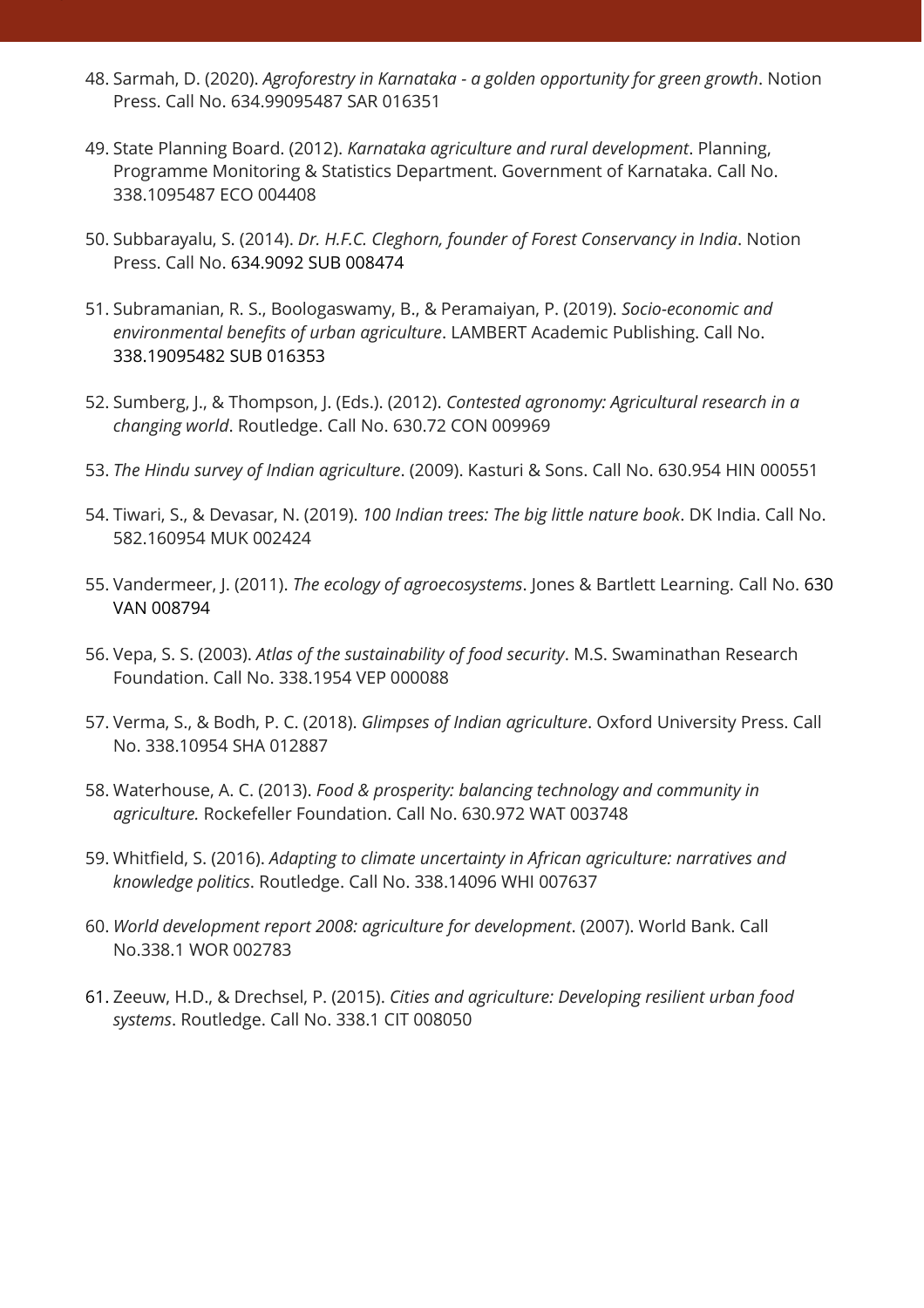48. Sarmah, D. (2020). *Agroforestry in Karnataka - a golden opportunity for green growth*. Notion Press. Call No. 634.99095487 SAR 016351

49. State Planning Board. (2012). *Karnataka agriculture and rural development*. Planning, Programme Monitoring & Statistics Department. Government of Karnataka. Call No. 338.1095487 ECO 004408

50. Subbarayalu, S. (2014). *Dr. H.F.C. Cleghorn, founder of Forest Conservancy in India*. Notion Press. Call No. 634.9092 SUB 008474

51. Subramanian, R. S., Boologaswamy, B., & Peramaiyan, P. (2019). *Socio-economic and environmental benefits of urban agriculture*. LAMBERT Academic Publishing. Call No. 338.19095482 SUB 016353

52. Sumberg, J., & Thompson, J. (Eds.). (2012). *Contested agronomy: Agricultural research in a changing world*. Routledge. Call No. 630.72 CON 009969

53. *The Hindu survey of Indian agriculture*. (2009). Kasturi & Sons. Call No. 630.954 HIN 000551

54. Tiwari, S., & Devasar, N. (2019). *100 Indian trees: The big little nature book*. DK India. Call No. 582.160954 MUK 002424

55. Vandermeer, J. (2011). *The ecology of agroecosystems*. Jones & Bartlett Learning. Call No. 630 VAN 008794

56. Vepa, S. S. (2003). *Atlas of the sustainability of food security*. M.S. Swaminathan Research Foundation. Call No. 338.1954 VEP 000088

57. Verma, S., & Bodh, P. C. (2018). *Glimpses of Indian agriculture*. Oxford University Press. Call No. 338.10954 SHA 012887

58. Waterhouse, A. C. (2013). *Food & prosperity: balancing technology and community in agriculture.* Rockefeller Foundation. Call No. 630.972 WAT 003748

59. Whitfield, S. (2016). *Adapting to climate uncertainty in African agriculture: narratives and knowledge politics*. Routledge. Call No. 338.14096 WHI 007637

60. *World development report 2008: agriculture for development*. (2007). World Bank. Call No.338.1 WOR 002783

61. Zeeuw, H.D., & Drechsel, P. (2015). *Cities and agriculture: Developing resilient urban food systems*. Routledge. Call No. 338.1 CIT 008050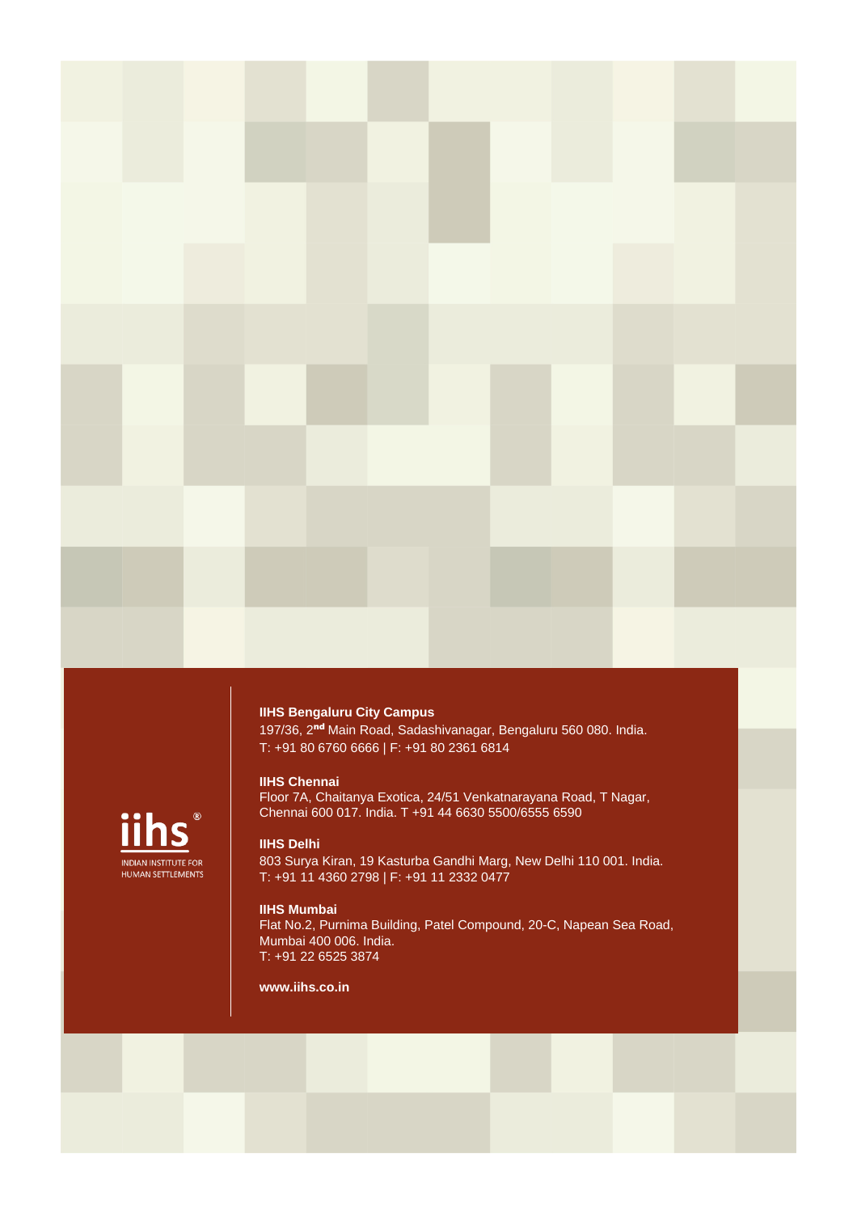iihs®

INDIAN INSTITUTE FOR HUMAN SETTLEMENTS

**IIHS Bengaluru City Campus**
197/36, 2nd Main Road, Sadashivanagar, Bengaluru 560 080. India.
T: +91 80 6760 6666 | F: +91 80 2361 6814

**IIHS Chennai**
Floor 7A, Chaitanya Exotica, 24/51 Venkatnarayana Road, T Nagar,
Chennai 600 017. India. T +91 44 6630 5500/6555 6590

**IIHS Delhi**
803 Surya Kiran, 19 Kasturba Gandhi Marg, New Delhi 110 001. India.
T: +91 11 4360 2798 | F: +91 11 2332 0477

**IIHS Mumbai**
Flat No.2, Purnima Building, Patel Compound, 20-C, Napean Sea Road,
Mumbai 400 006. India.
T: +91 22 6525 3874

**www.iihs.co.in**